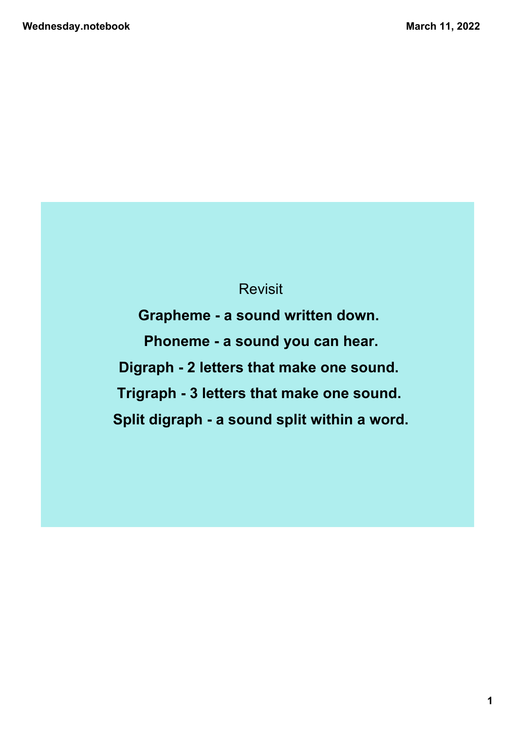Revisit

**Grapheme - a sound written down.**

**Phoneme - a sound you can hear.**

**Digraph - 2 letters that make one sound.**

**Trigraph - 3 letters that make one sound.**

**Split digraph - a sound split within a word.**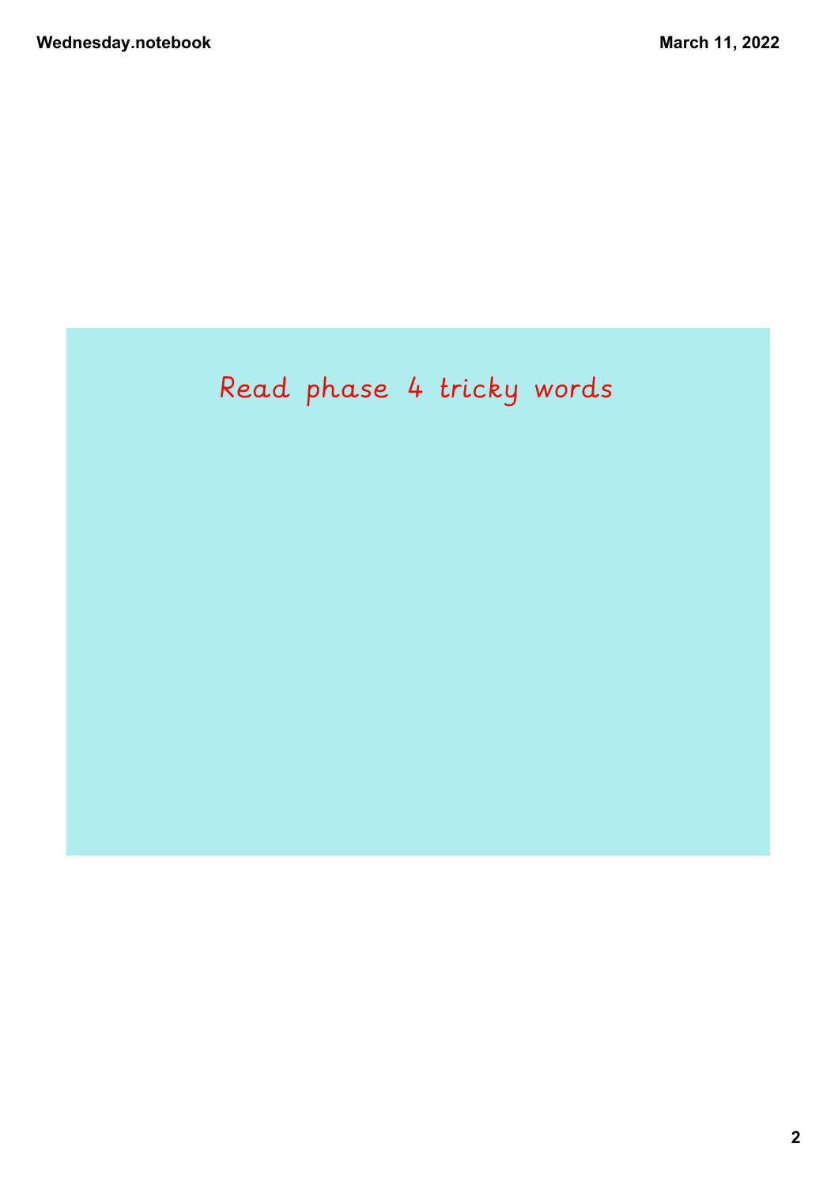Read phase 4 tricky words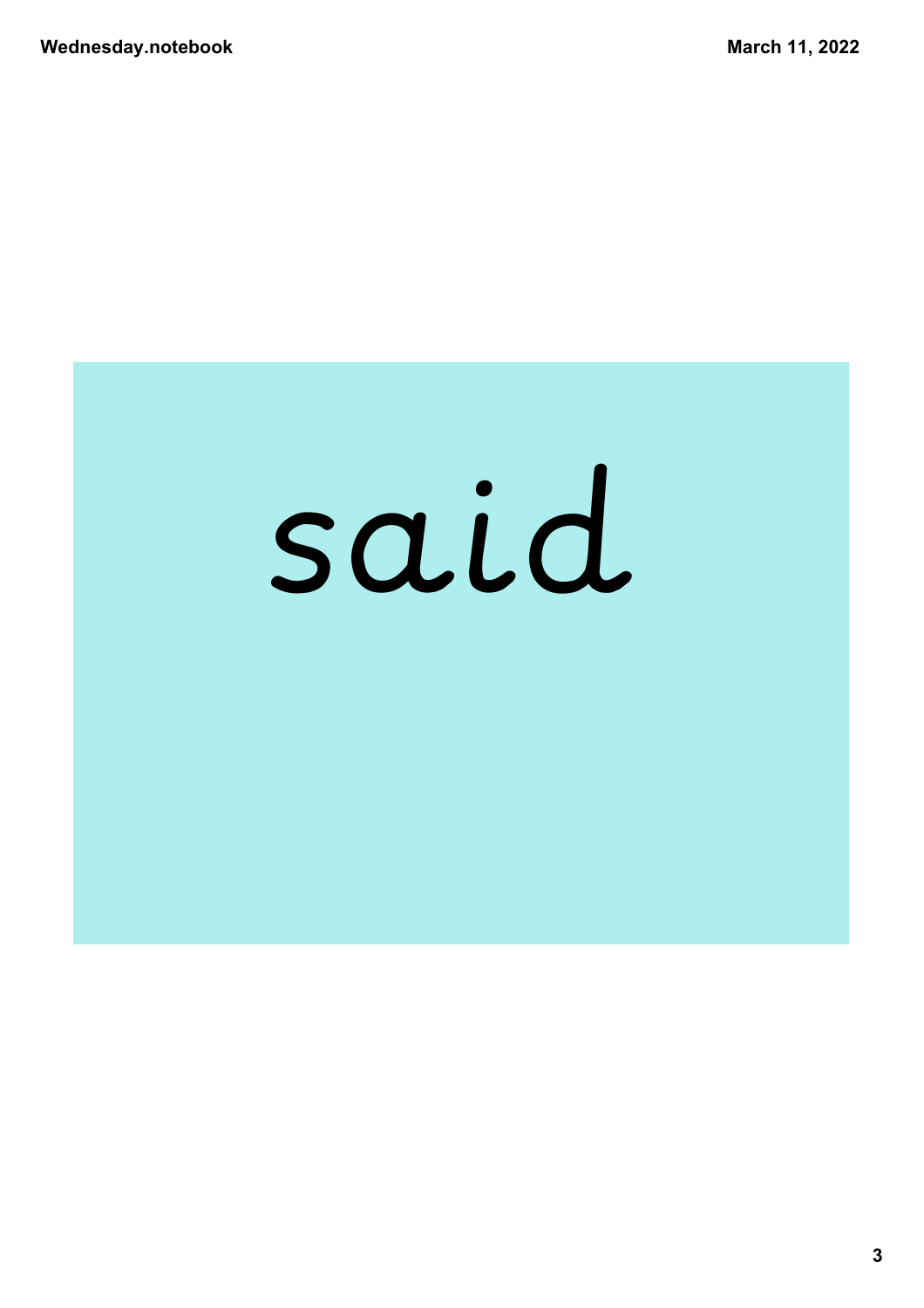said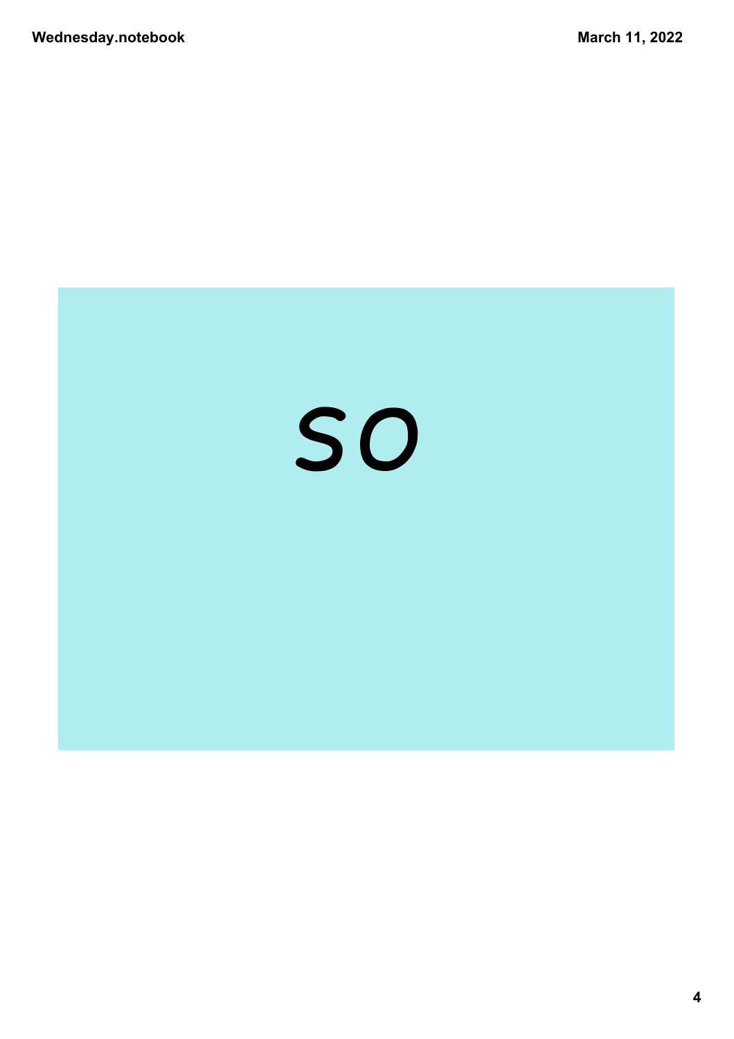so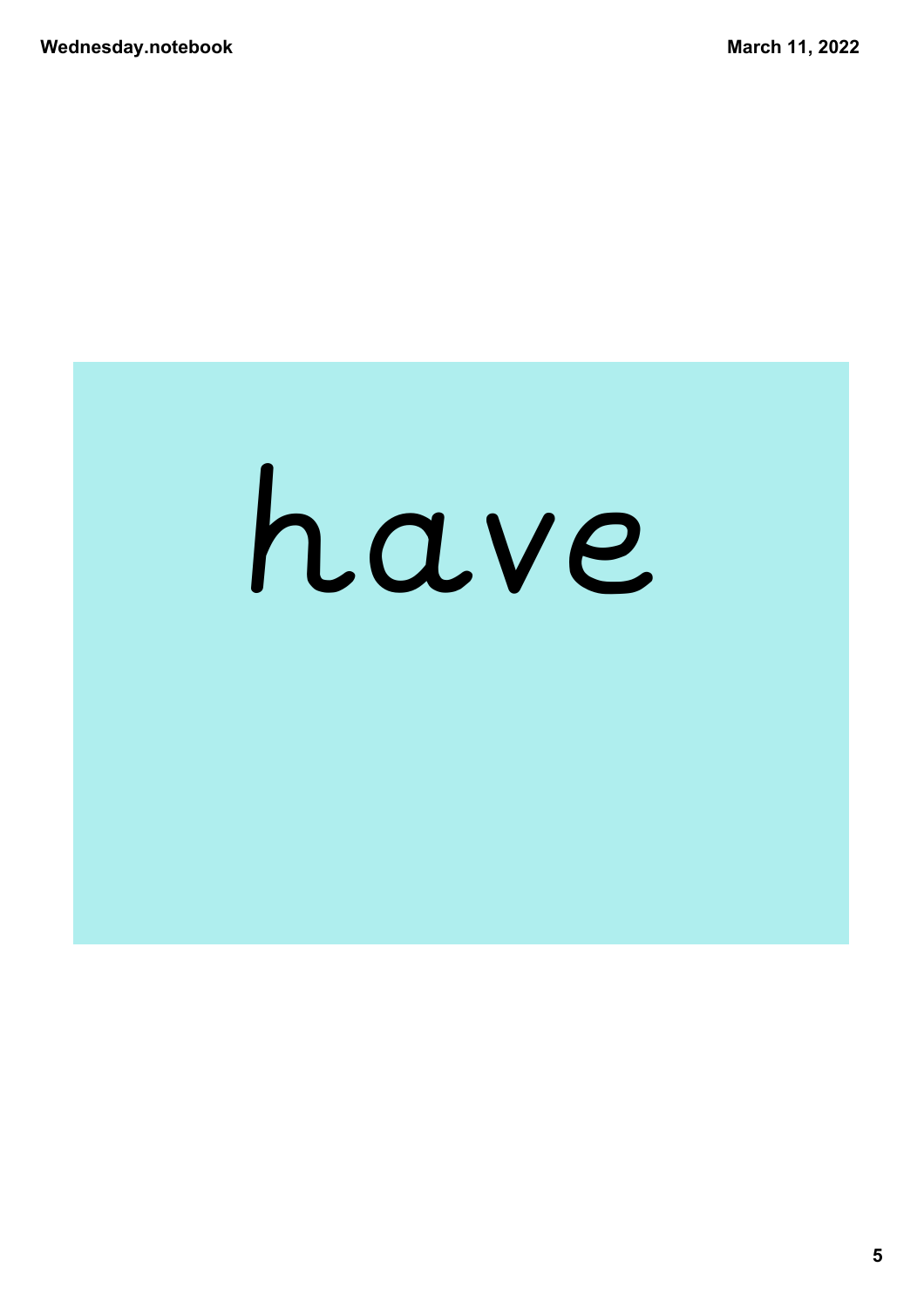have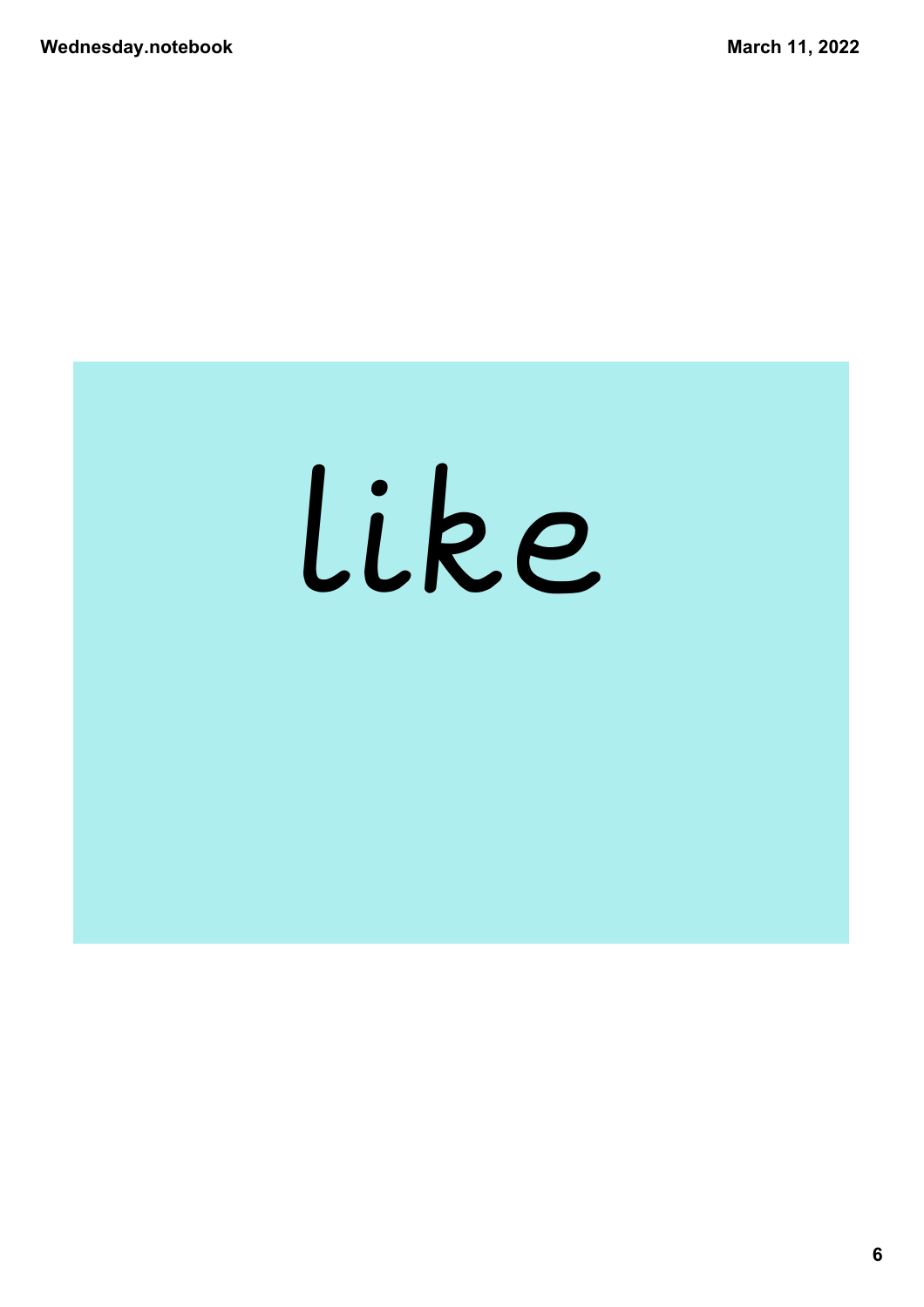like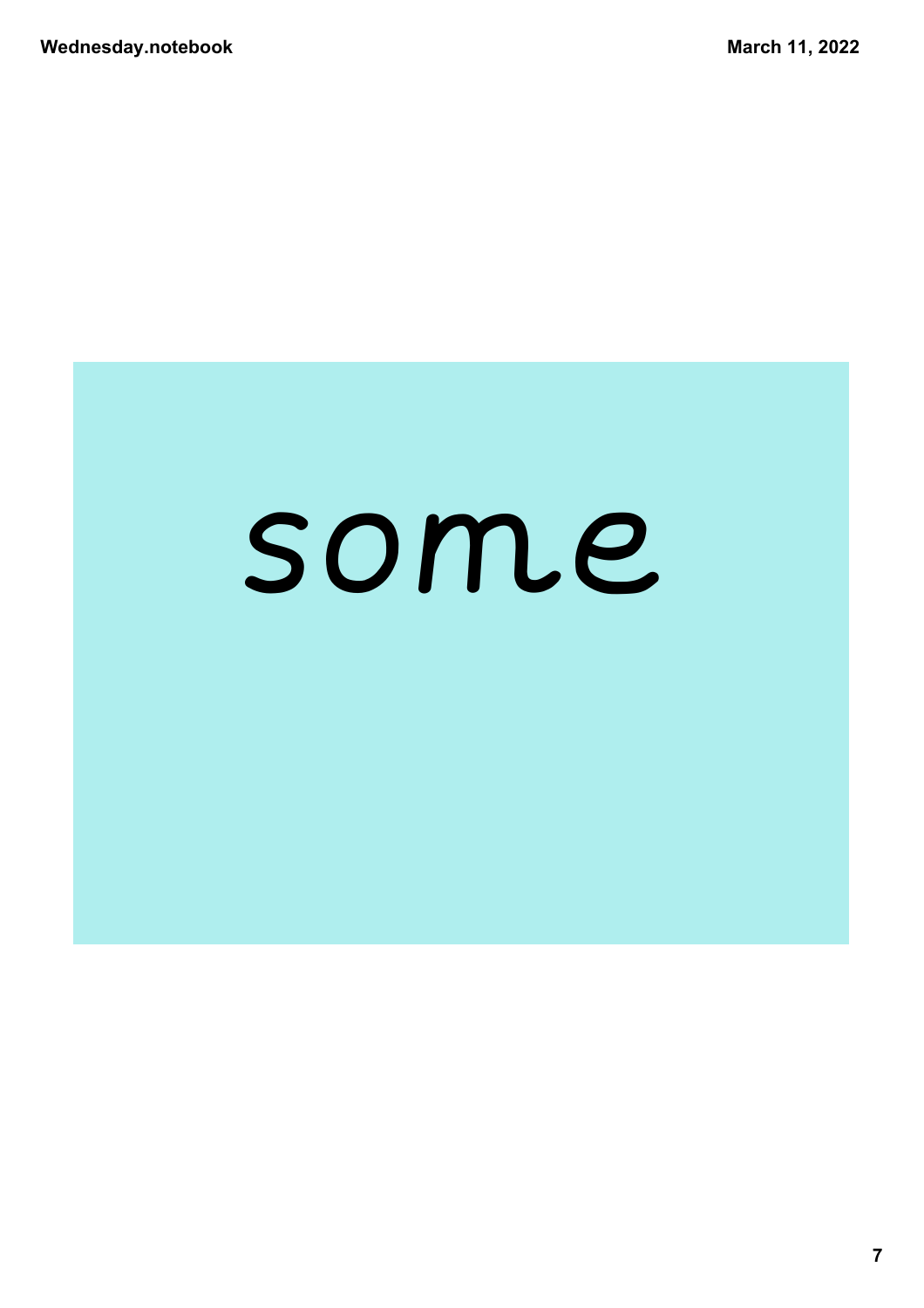some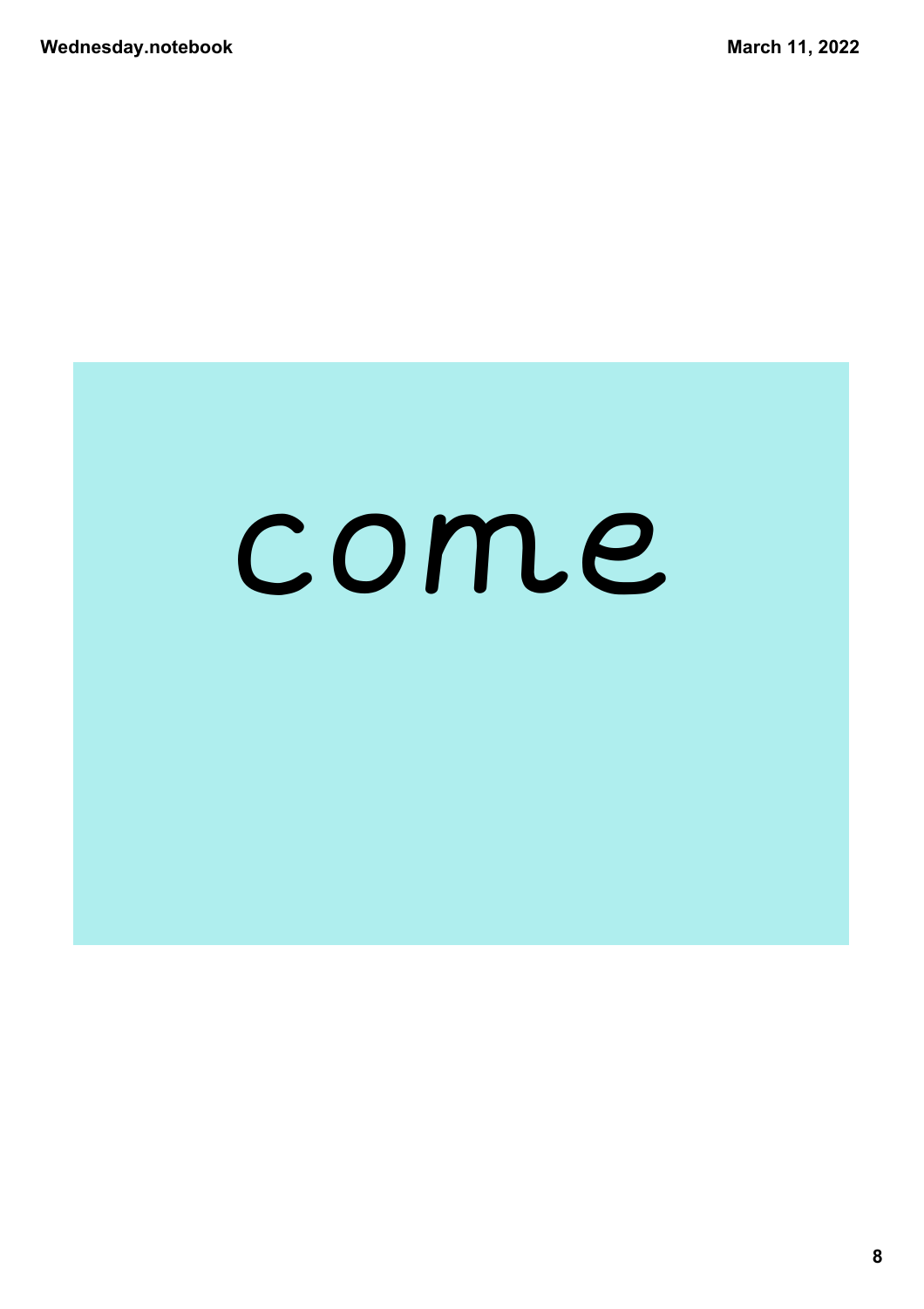come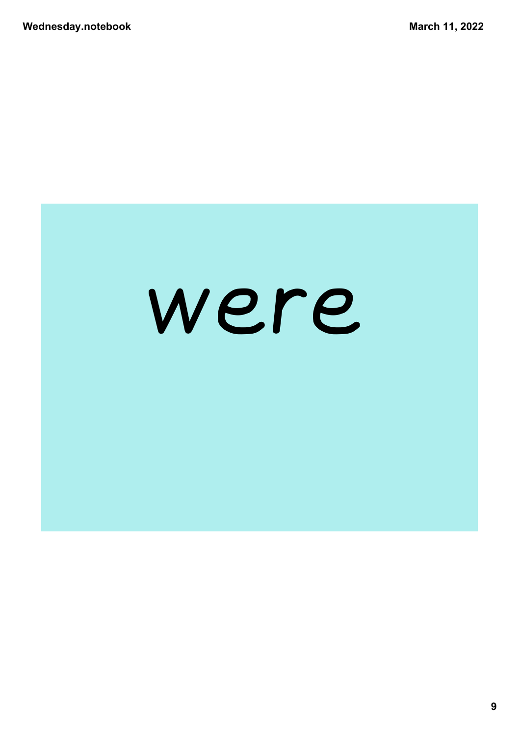were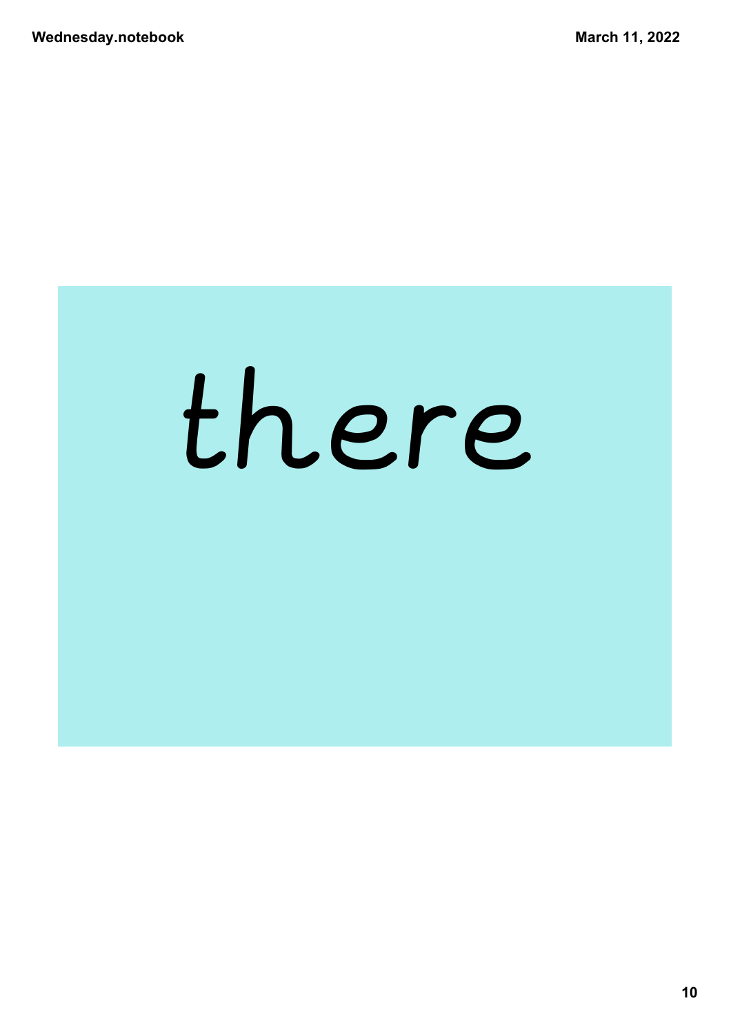there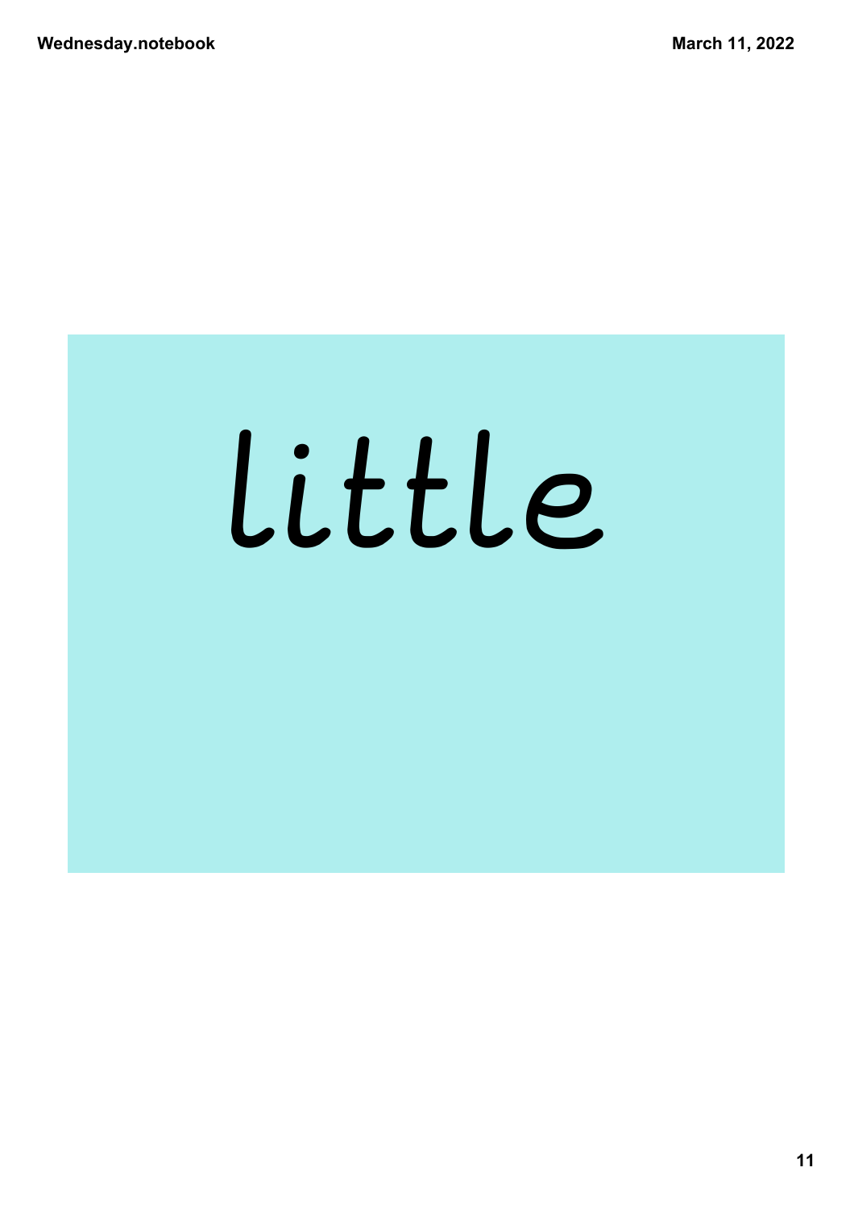little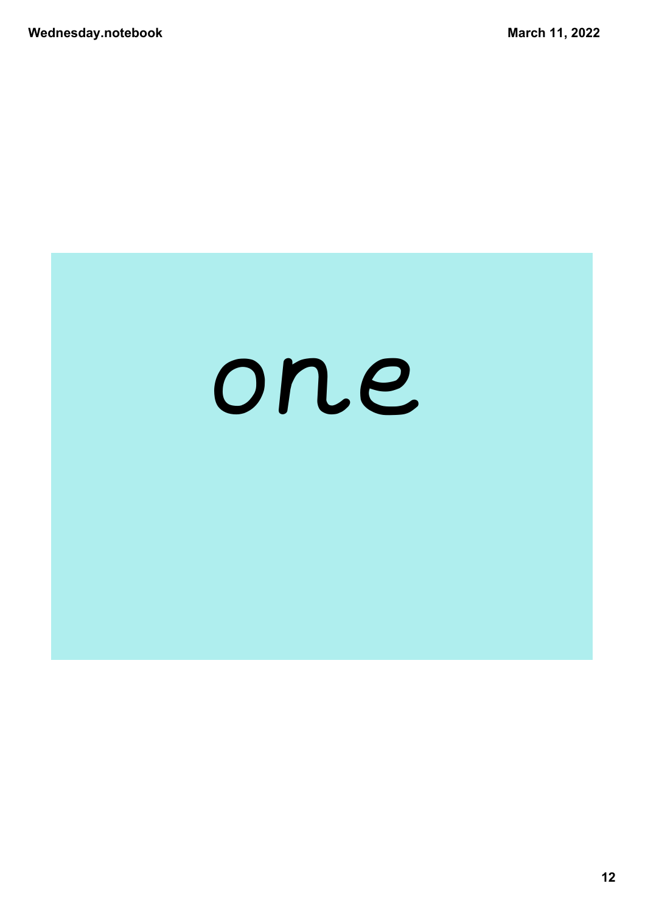one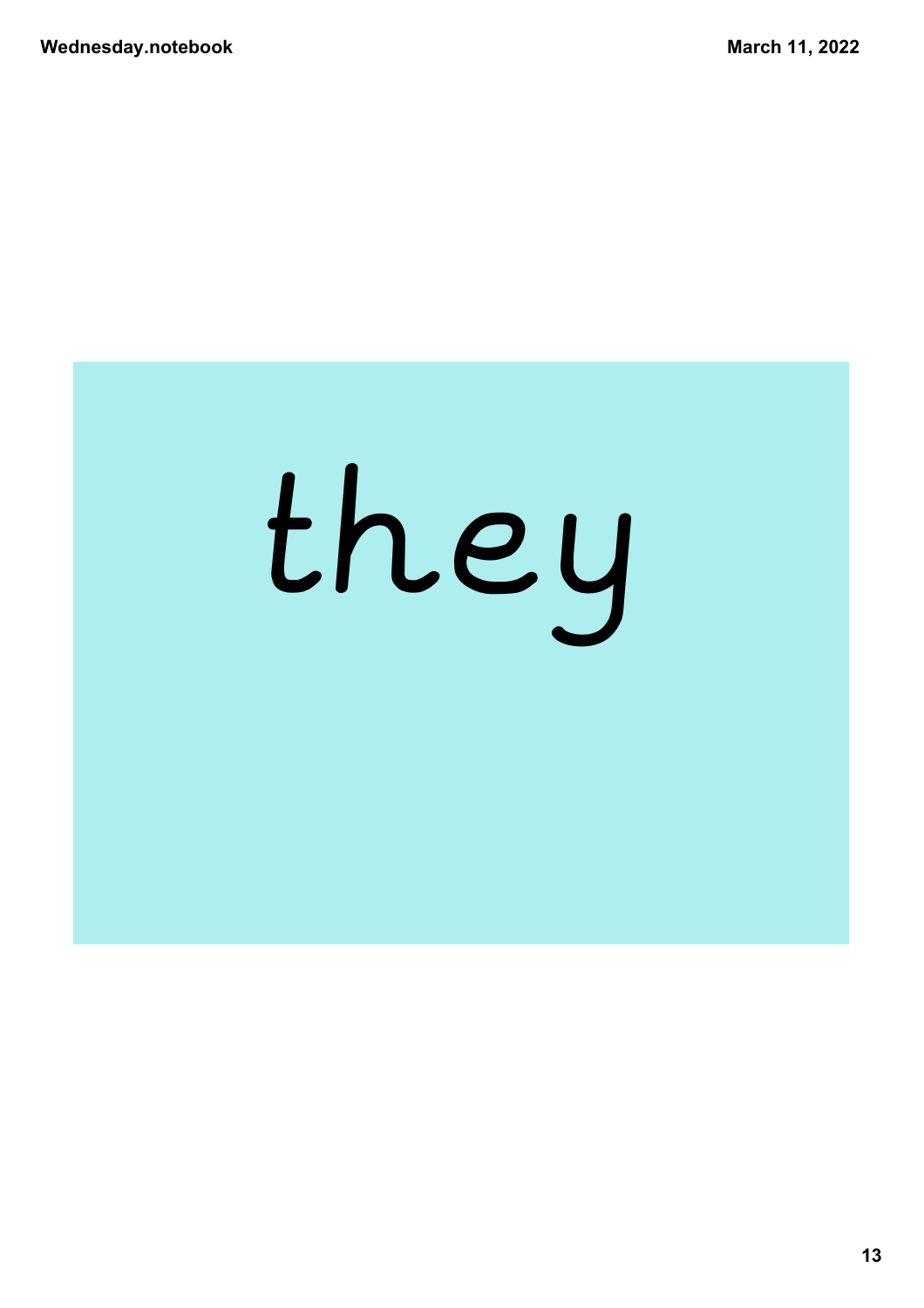they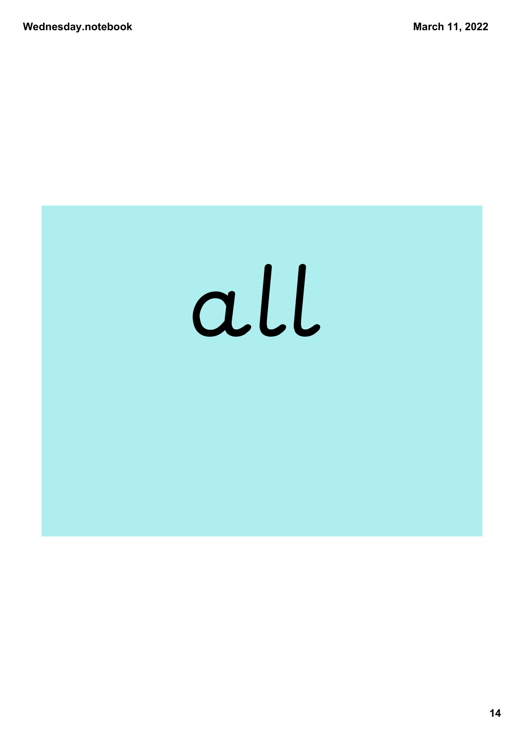all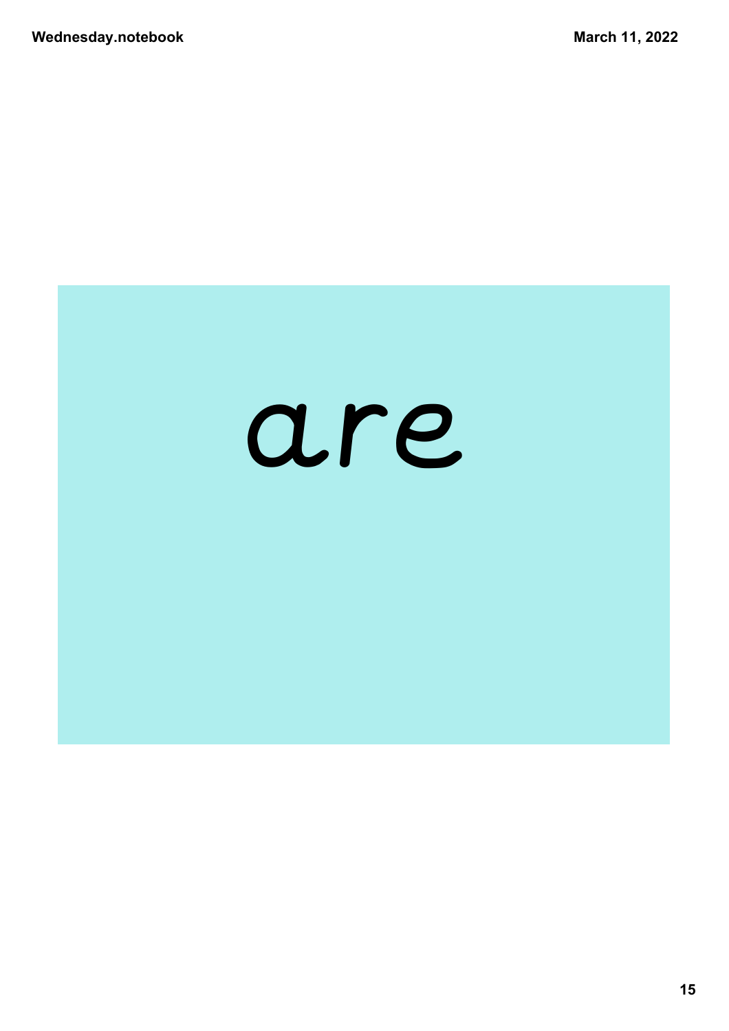are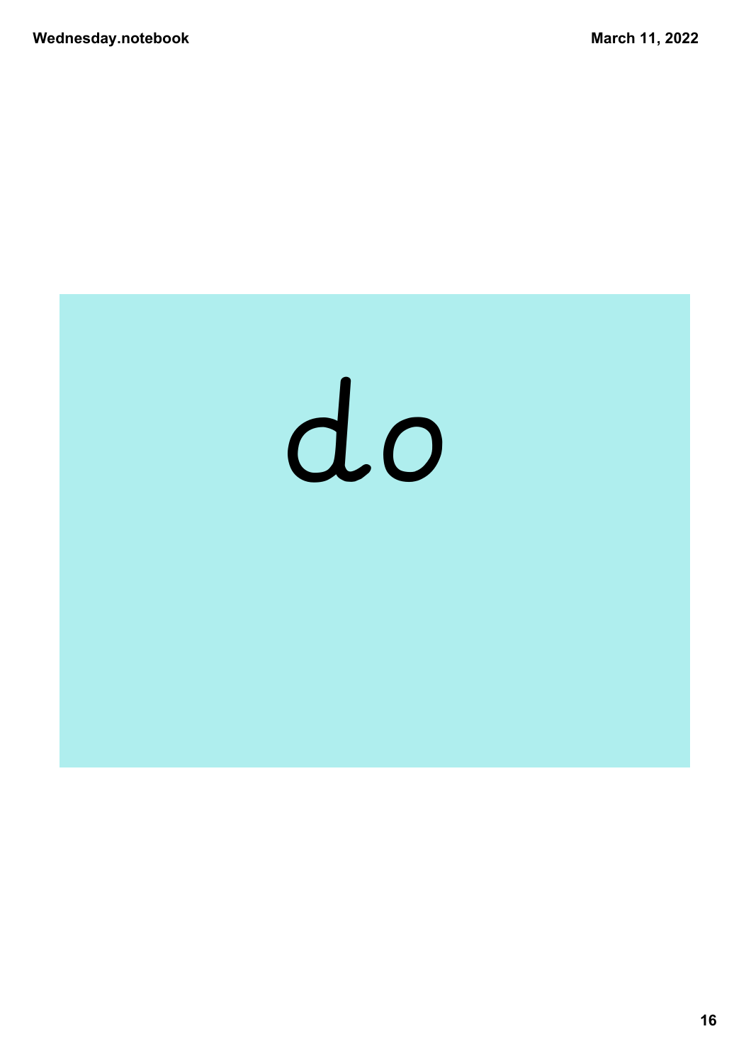do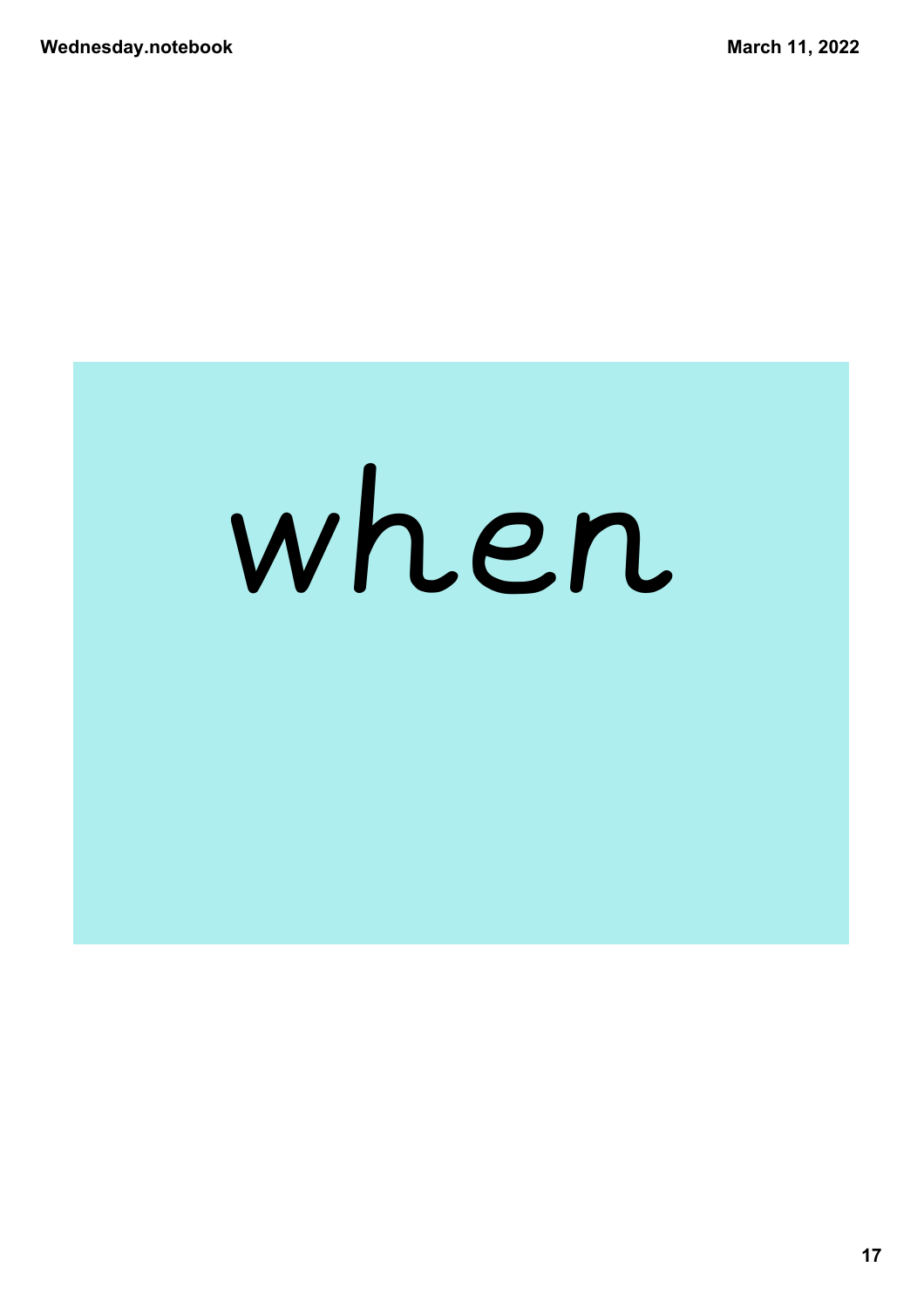when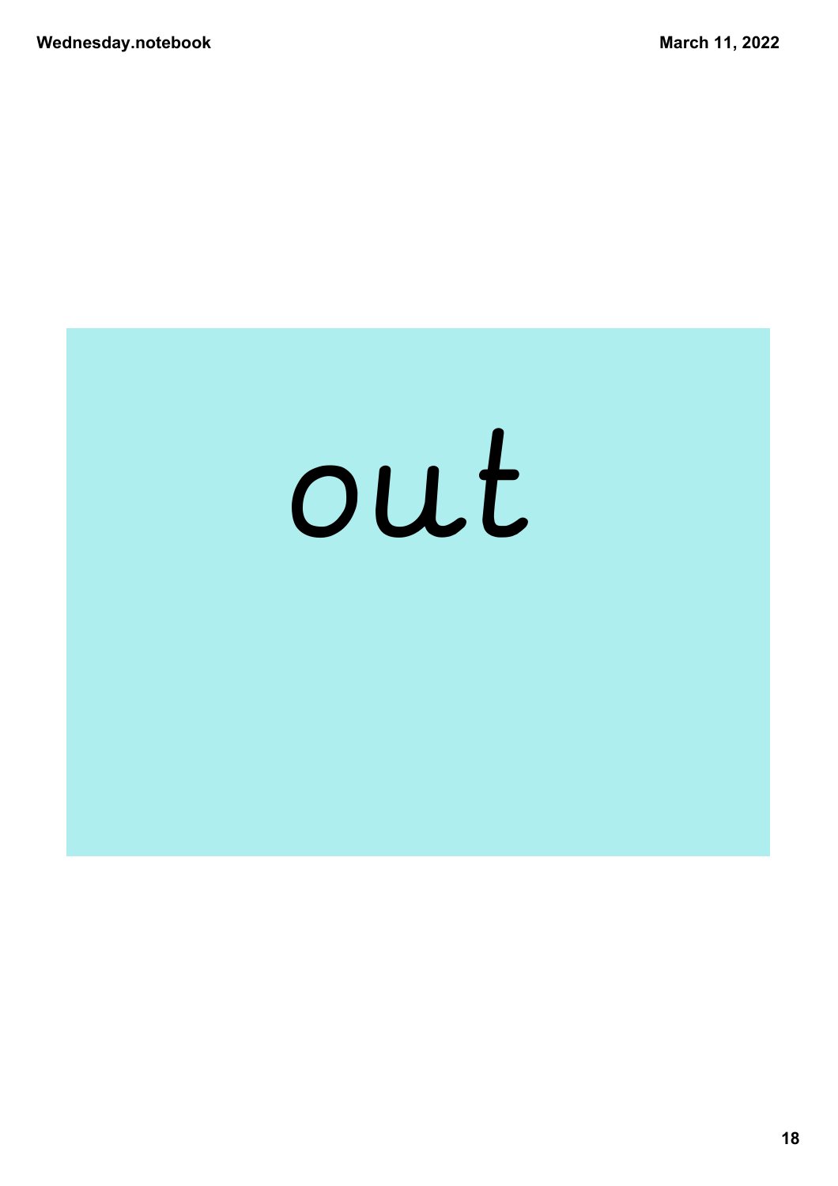out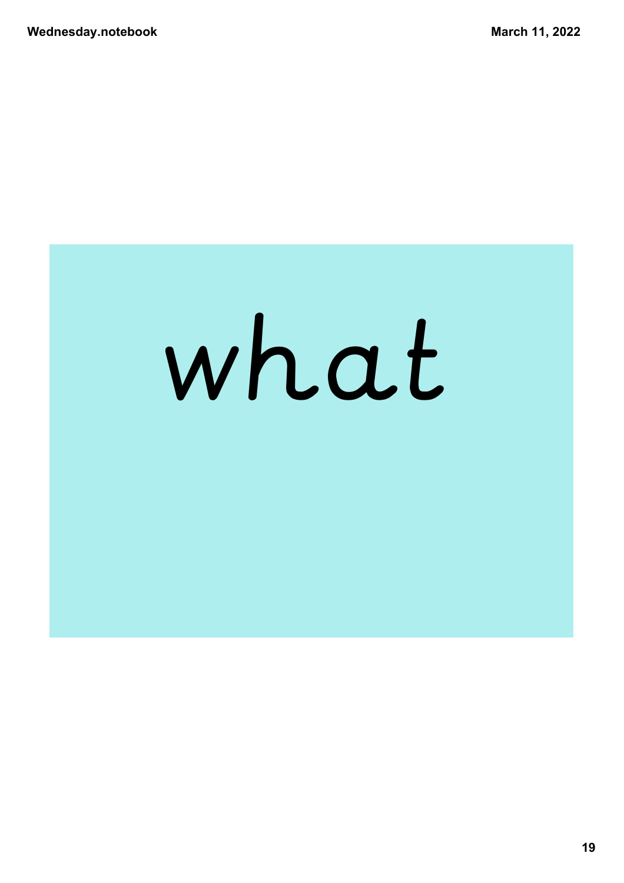what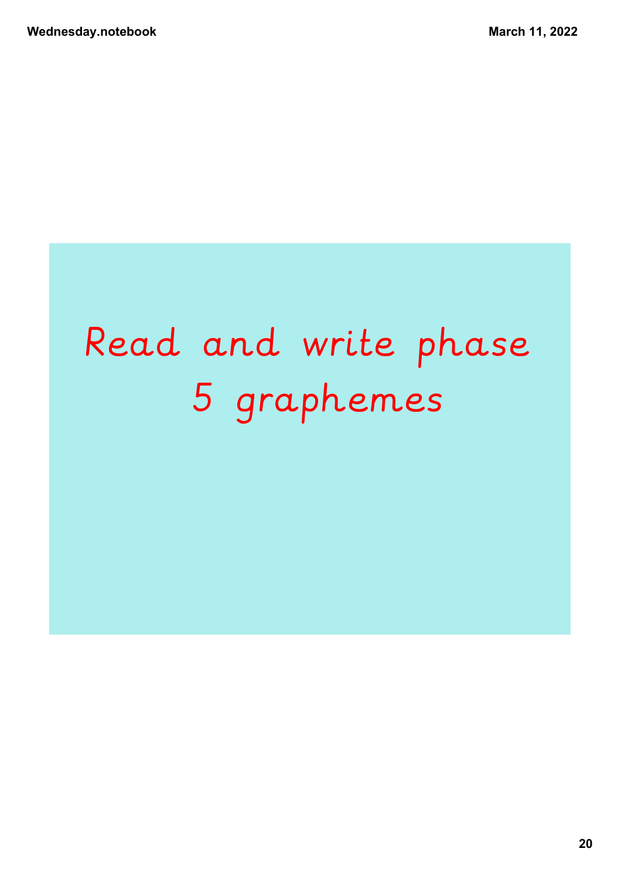# Read and write phase 5 graphemes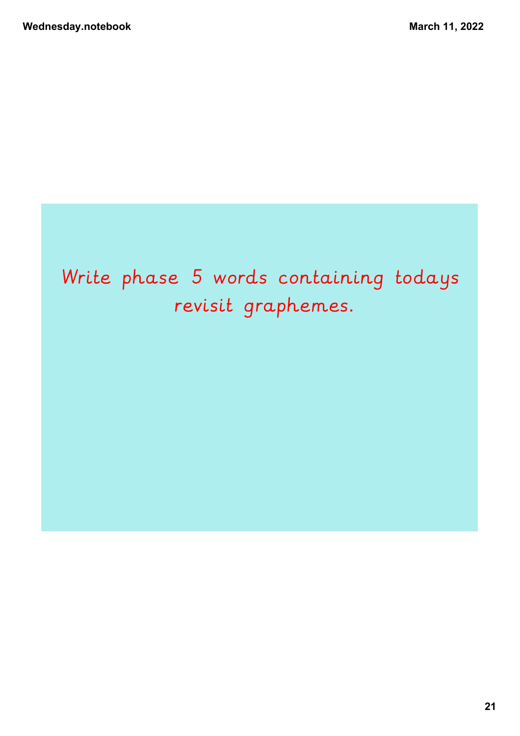Write phase 5 words containing todays revisit graphemes.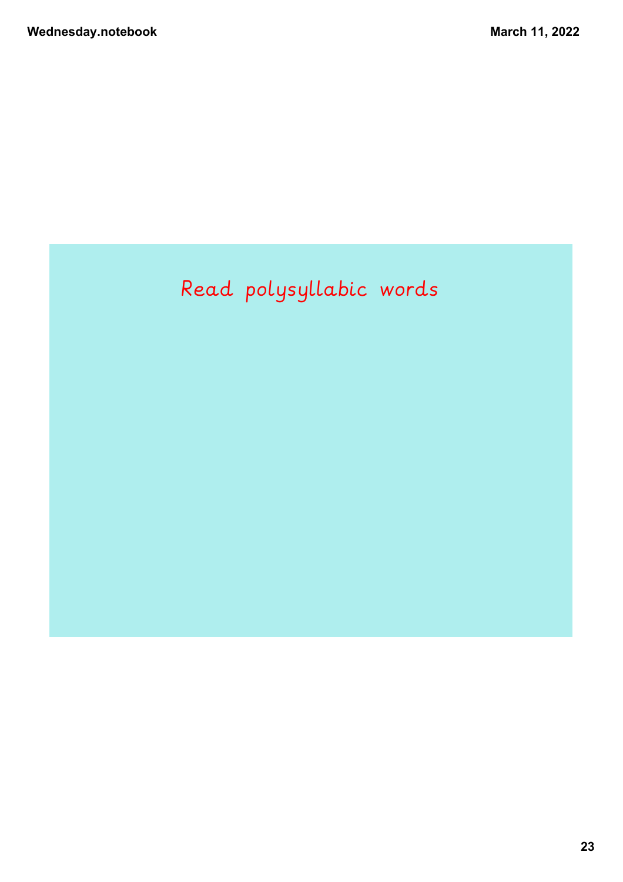Read polysyllabic words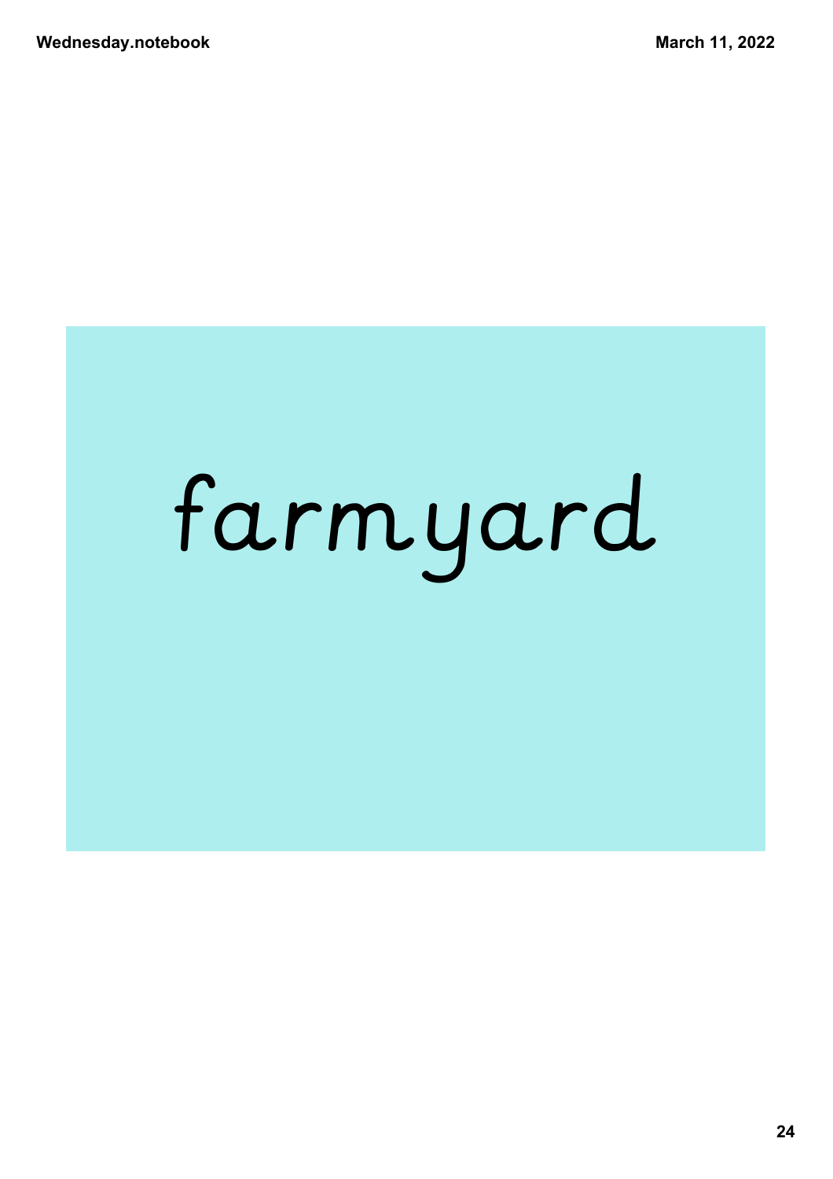farmyard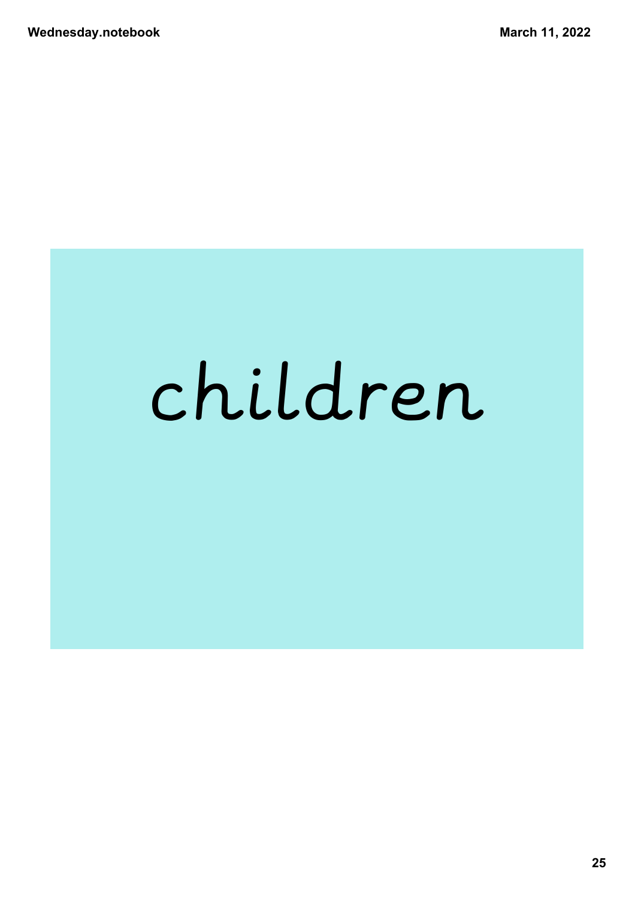children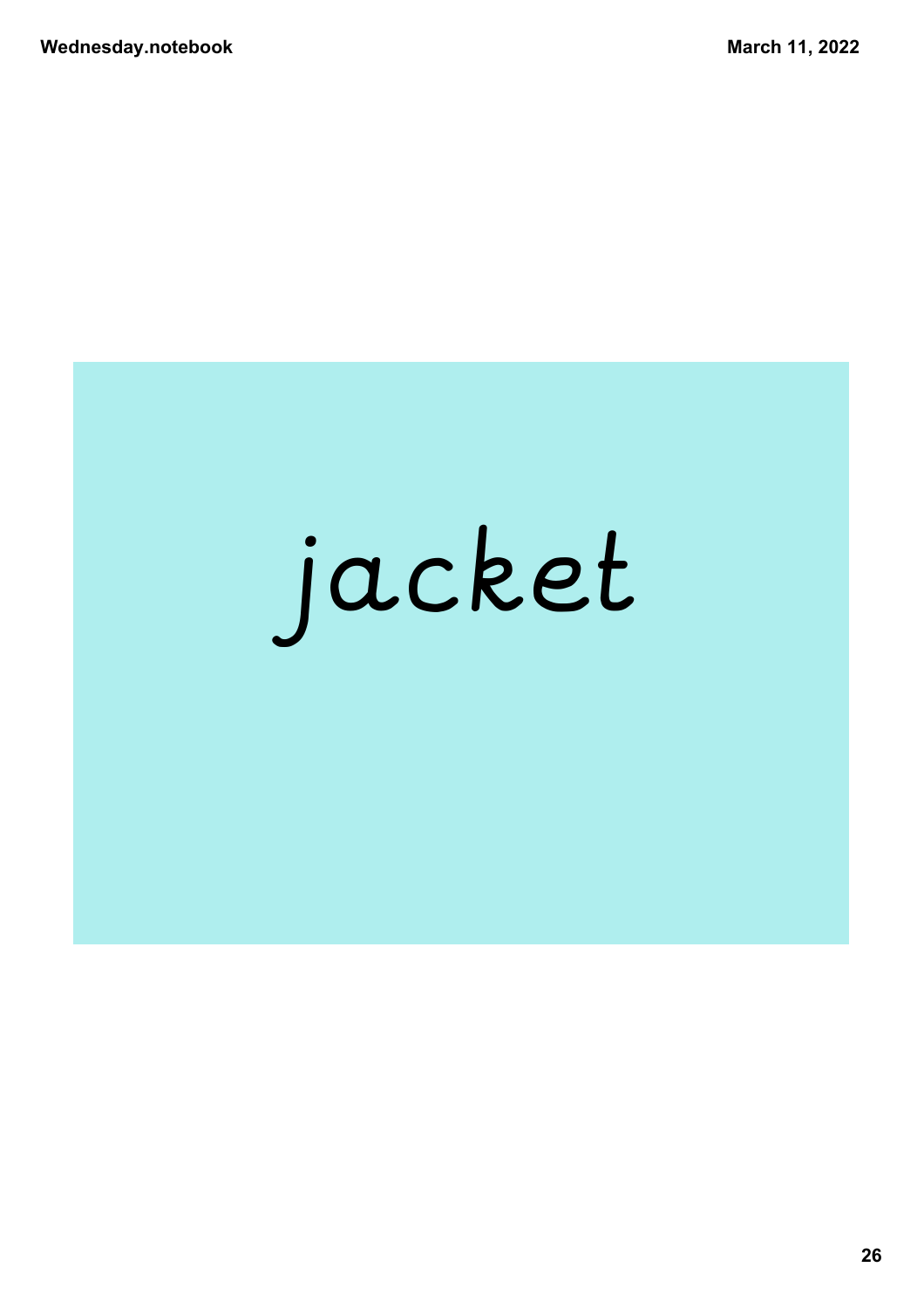jacket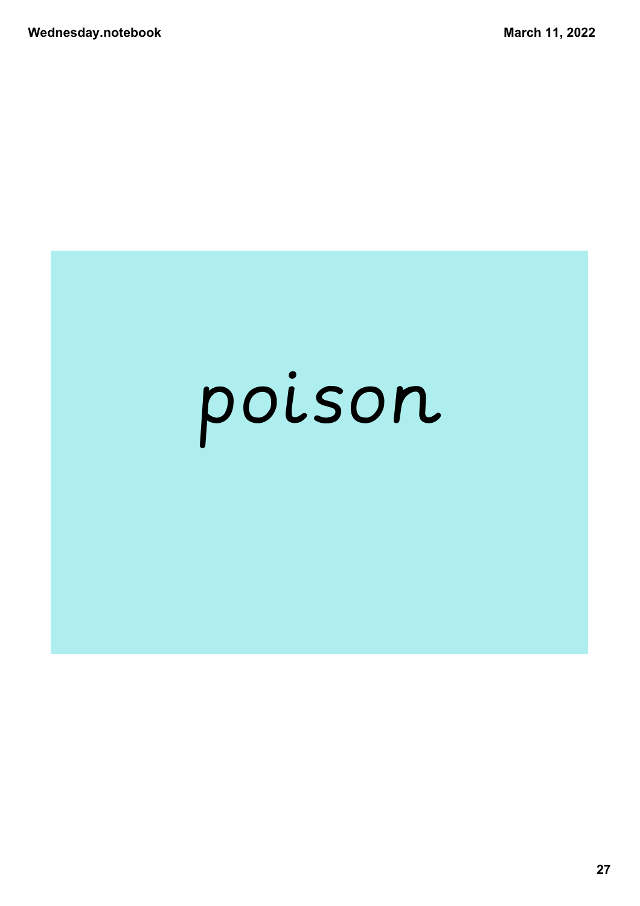poison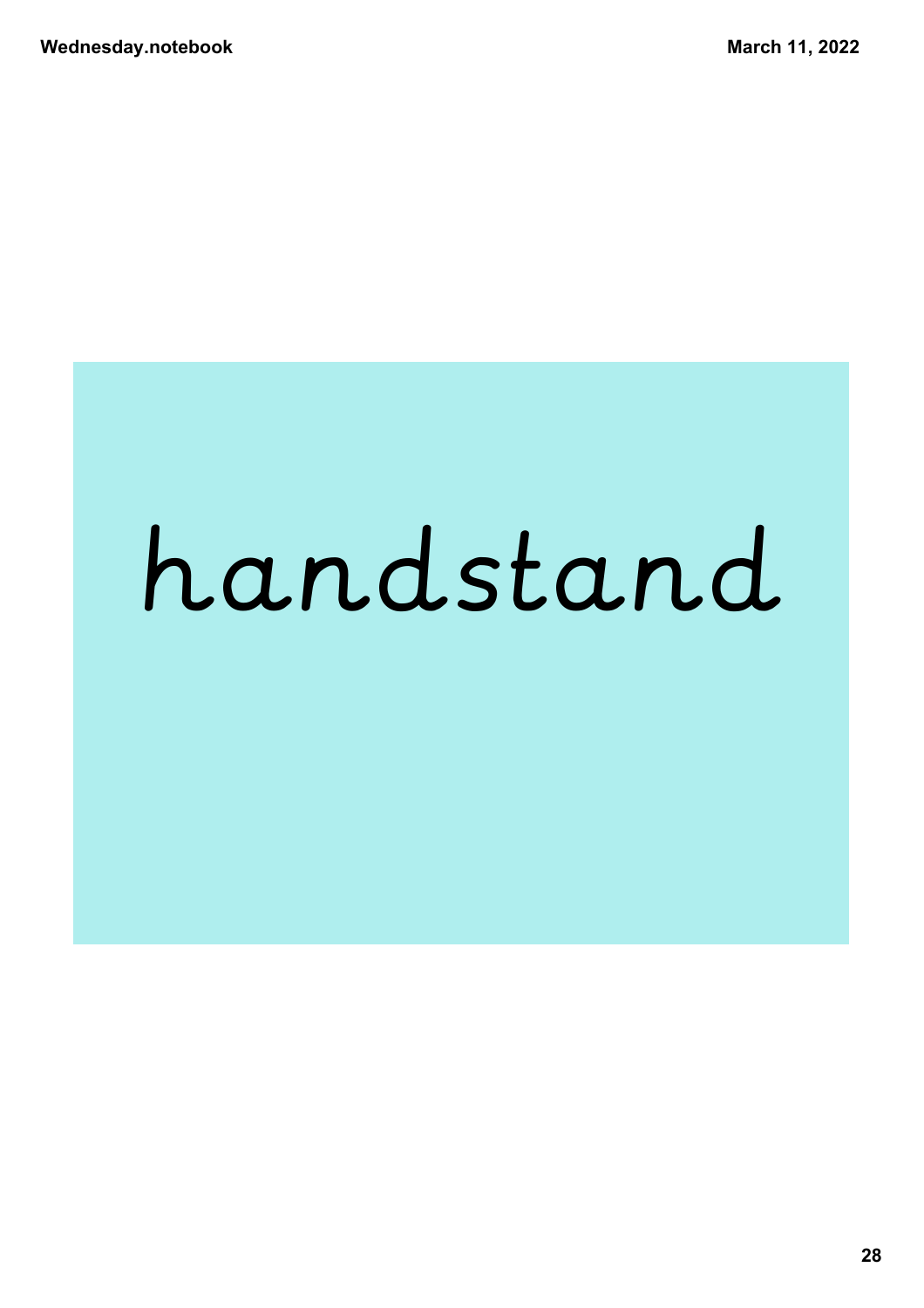handstand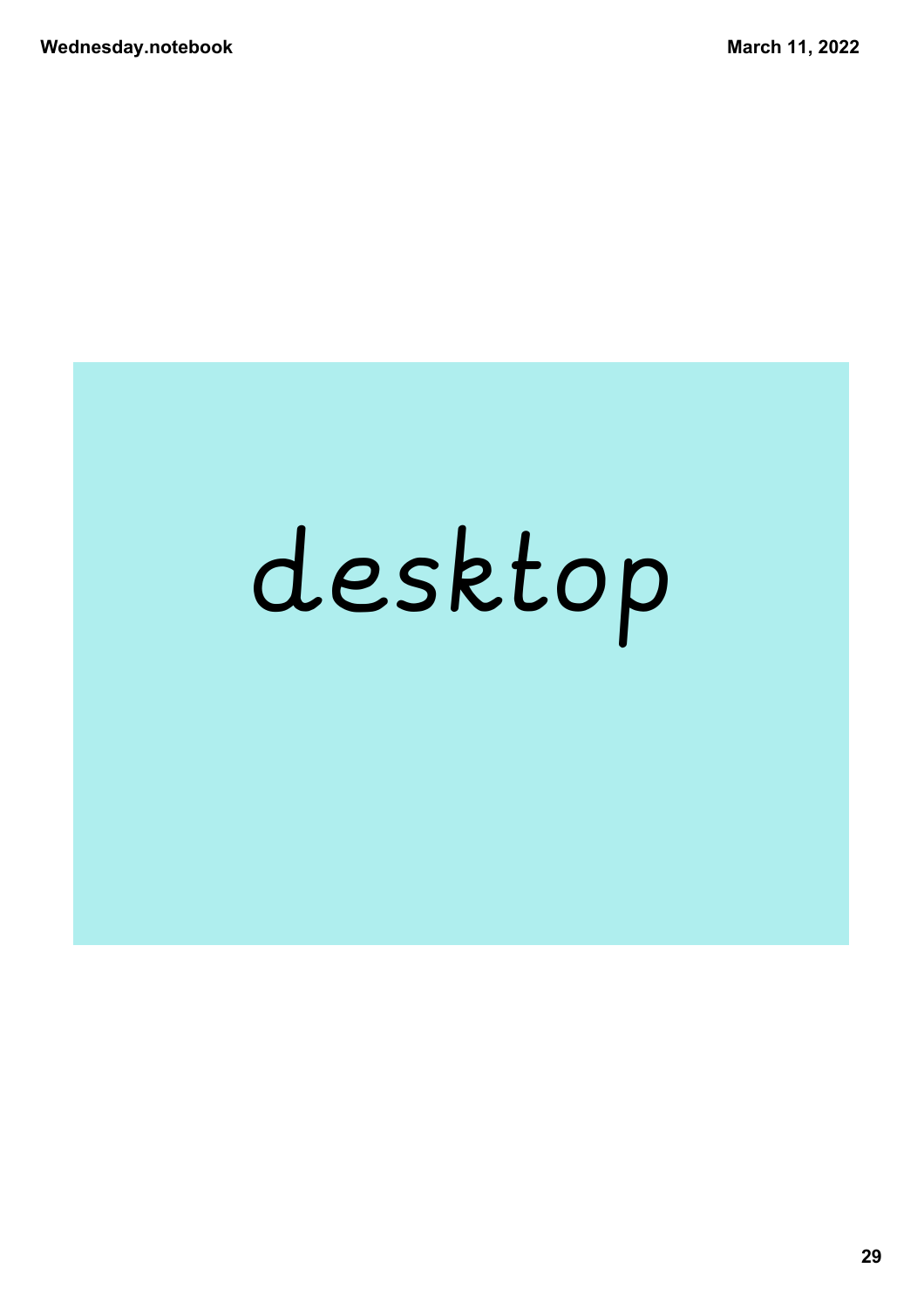desktop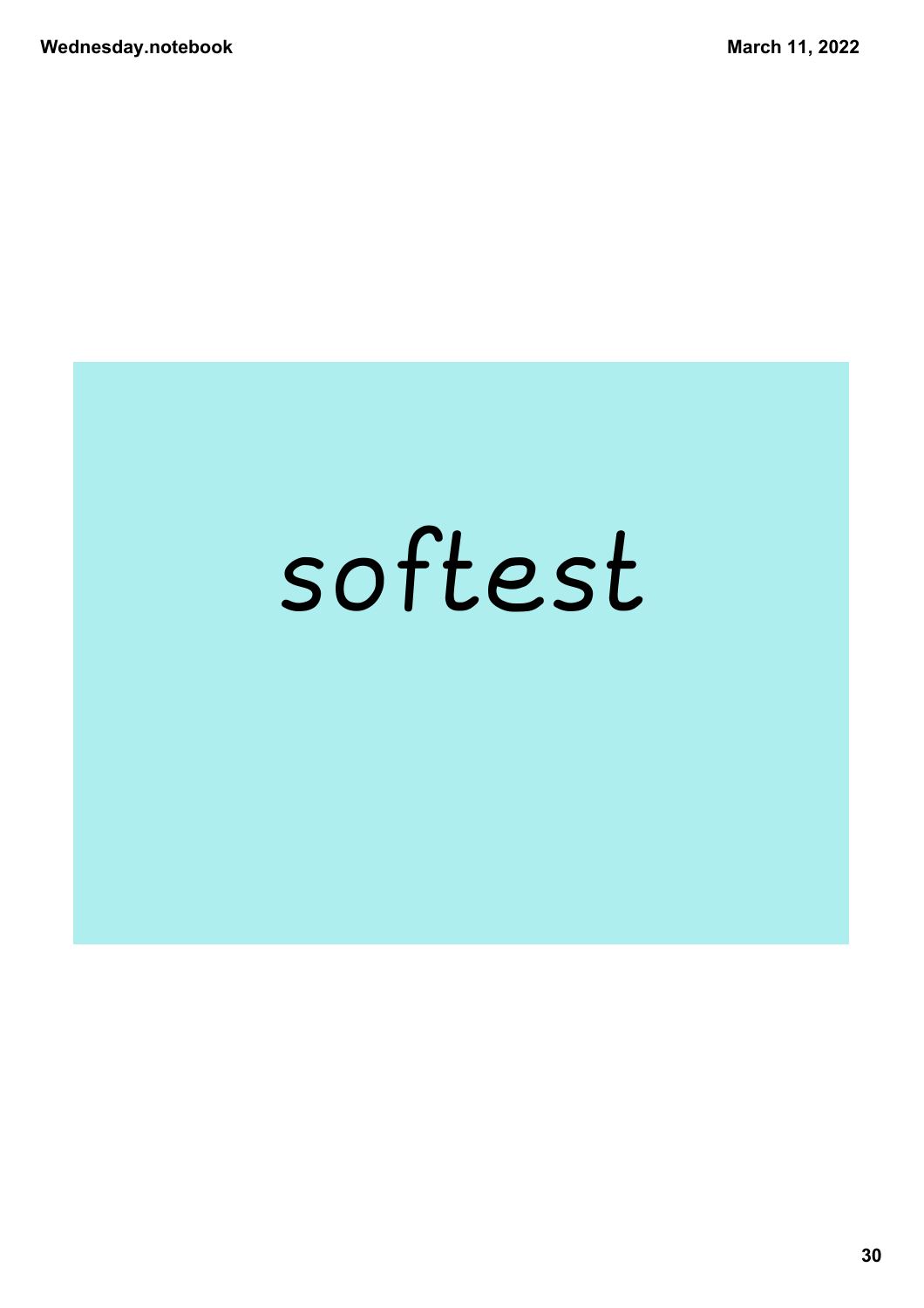softest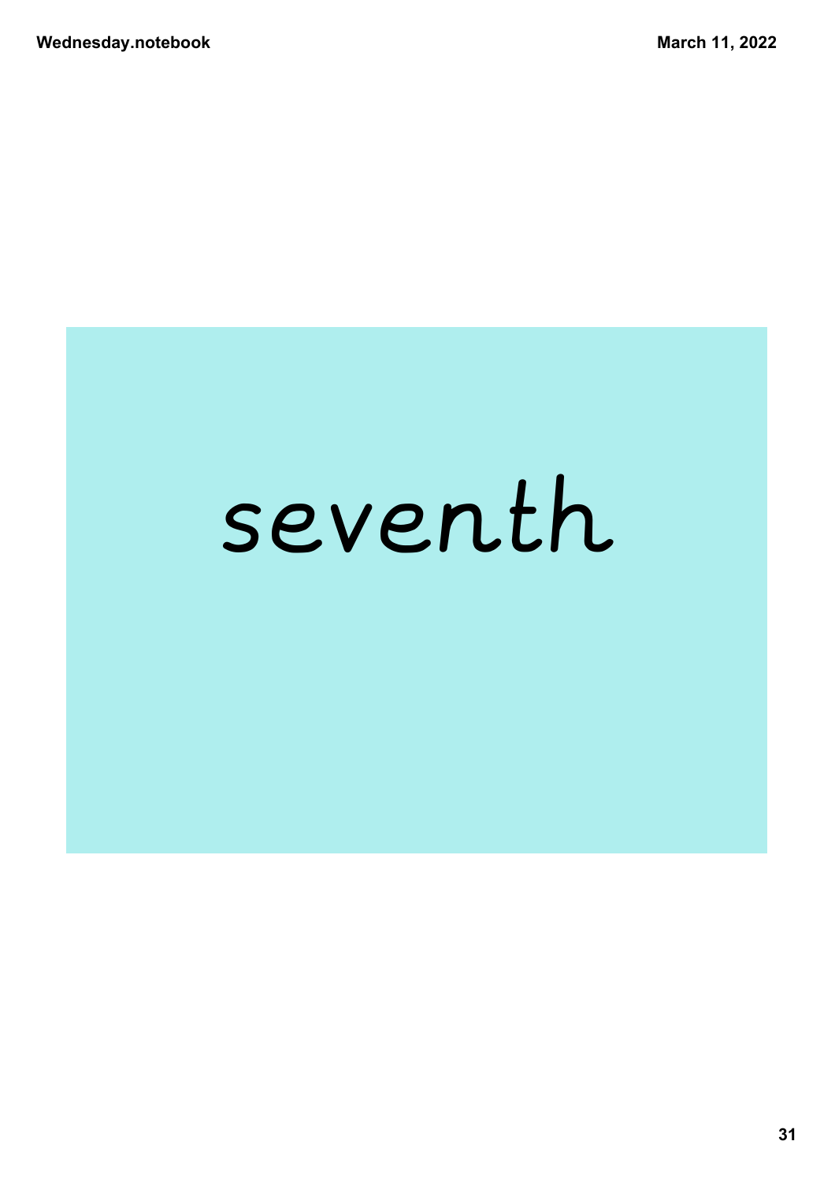seventh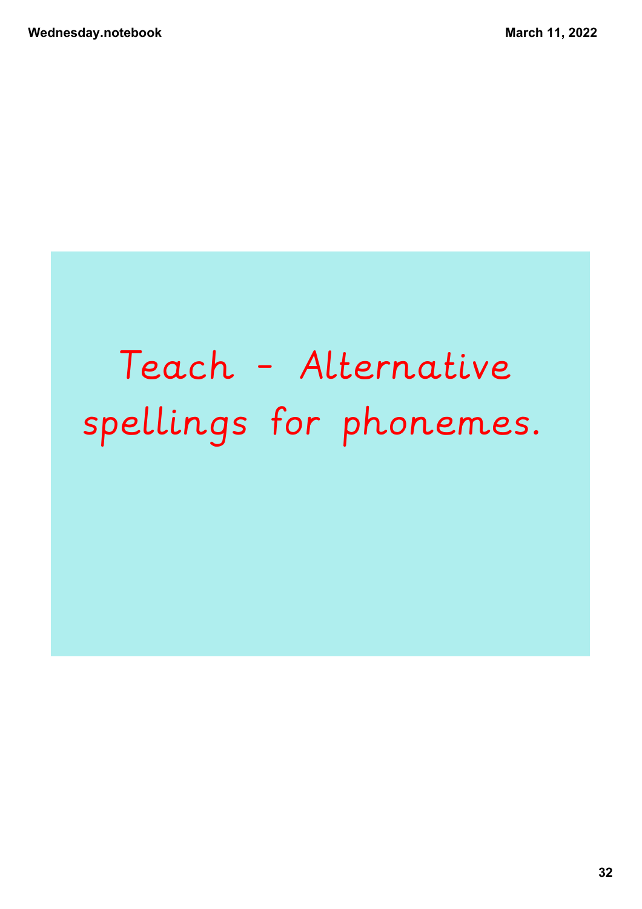# Teach - Alternative spellings for phonemes.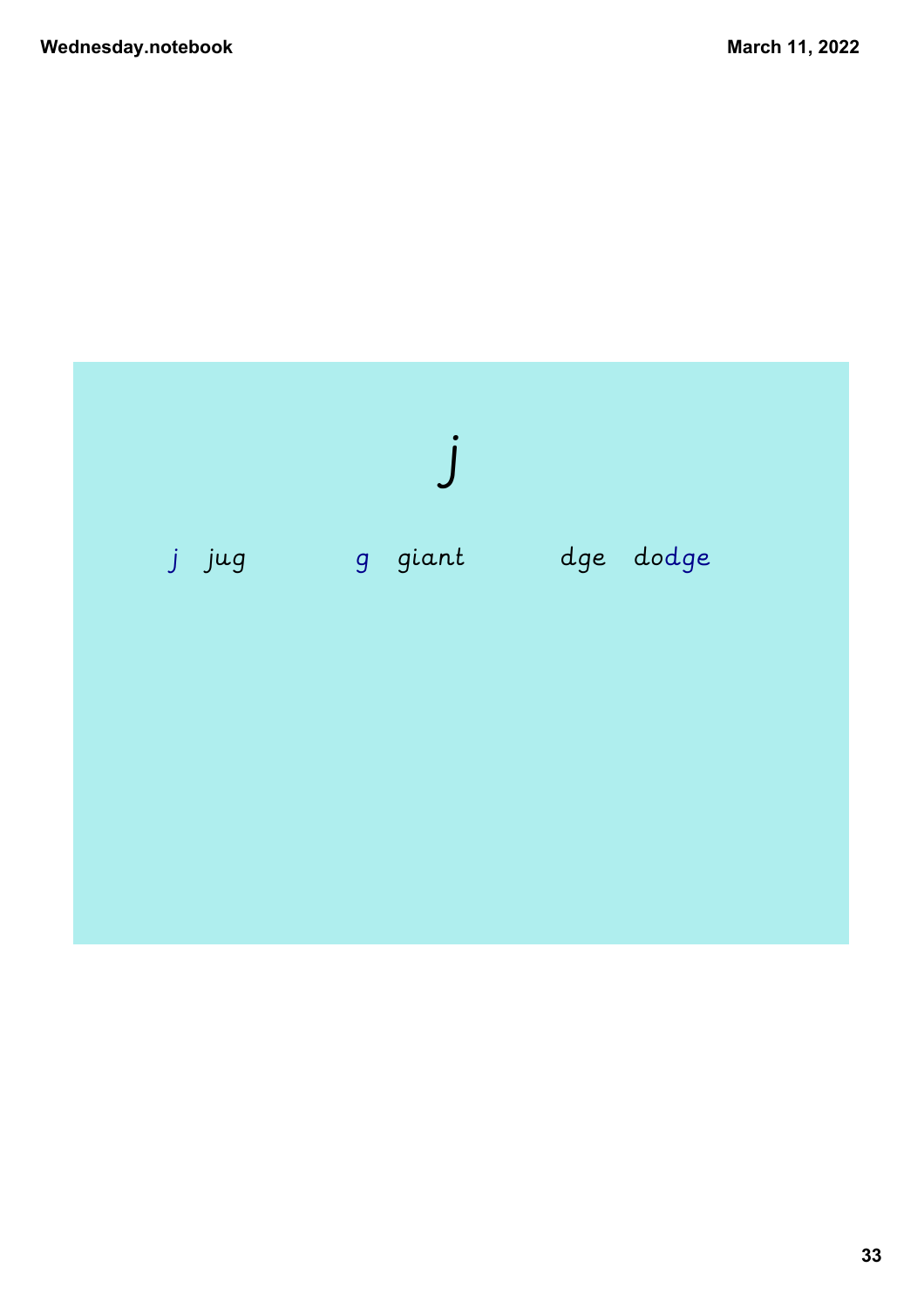# j

j jug

g giant

dge dodge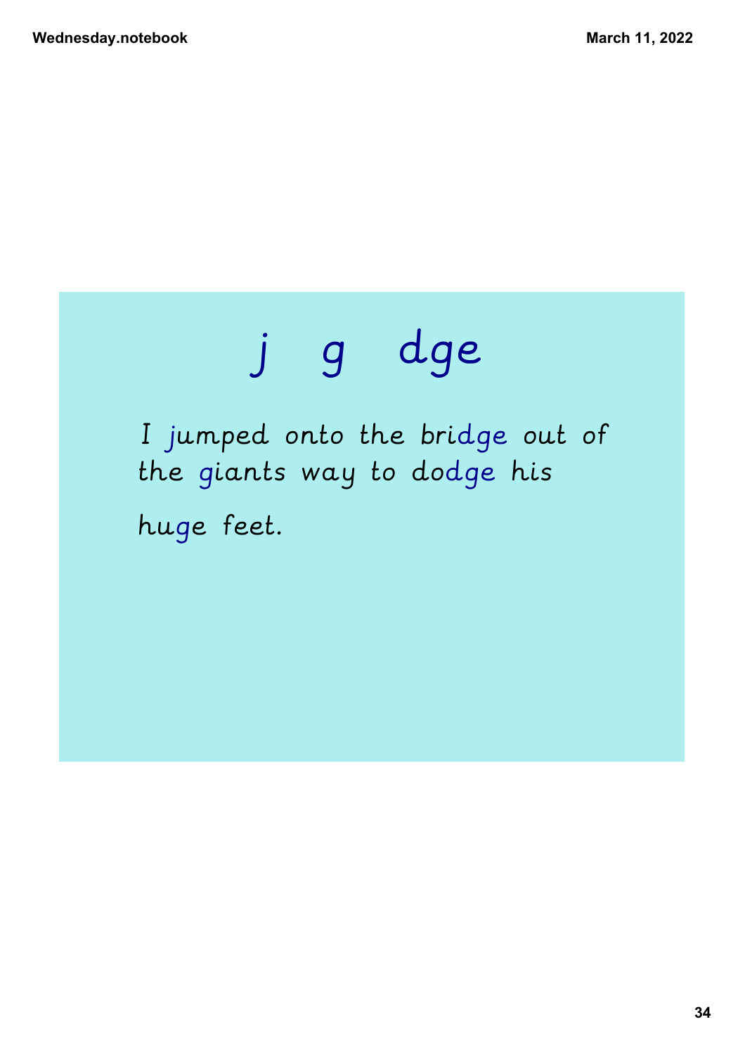# j g dge

I jumped onto the bridge out of the giants way to dodge his huge feet.